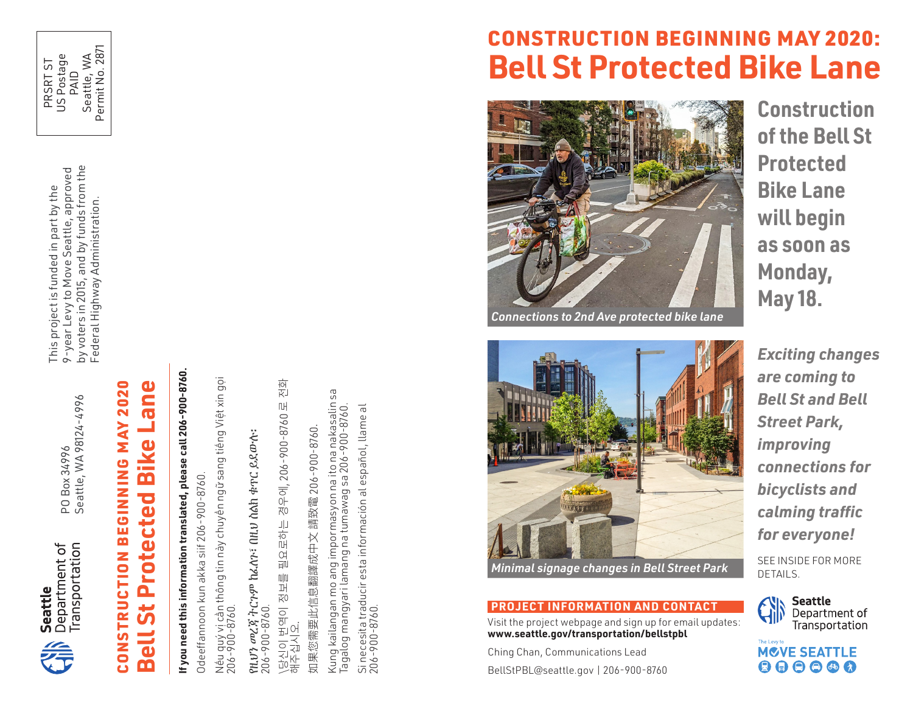PRSRT ST
US Postage
PAID
Seattle, WA
Permit No. 2871

Seattle Department of Transportation

PO Box 34996
Seattle, WA 98124-4996

This project is funded in part by the 9-year Levy to Move Seattle, approved by voters in 2015, and by funds from the Federal Highway Administration.

## CONSTRUCTION BEGINNING MAY 2020
# Bell St Protected Bike Lane

**If you need this information translated, please call 206-900-8760.**

Odeeffannoon kun akka siif 206-900-8760.

Nếu quý vị cần thông tin này chuyển ngữ sang tiếng Việt xin gọi 206-900-8760.

የዚህን መረጃ ትርጉም ከፈለጉ፣ በዚህ ስልክ ቁጥር ይደውሉ፡ 206-900-8760.

당신이 번역이 정보를 필요로하는 경우에, 206-900-8760 로 전화 해주십시오.

如果您需要此信息翻譯成中文 請致電 206-900-8760.

Kung kailangan mo ang impormasyon na ito na nakasalin sa Tagalog mangyari lamang na tumawag sa 206-900-8760.

Si necesita traducir esta información al español, llame al 206-900-8760.

## CONSTRUCTION BEGINNING MAY 2020:
# Bell St Protected Bike Lane

Connections to 2nd Ave protected bike lane

**Construction of the Bell St Protected Bike Lane will begin as soon as Monday, May 18.**

Minimal signage changes in Bell Street Park

***Exciting changes are coming to Bell St and Bell Street Park, improving connections for bicyclists and calming traffic for everyone!***

SEE INSIDE FOR MORE DETAILS.

### PROJECT INFORMATION AND CONTACT

Visit the project webpage and sign up for email updates:
**www.seattle.gov/transportation/bellstpbl**

Ching Chan, Communications Lead

BellStPBL@seattle.gov | 206-900-8760

Seattle Department of Transportation

The Levy to MOVE SEATTLE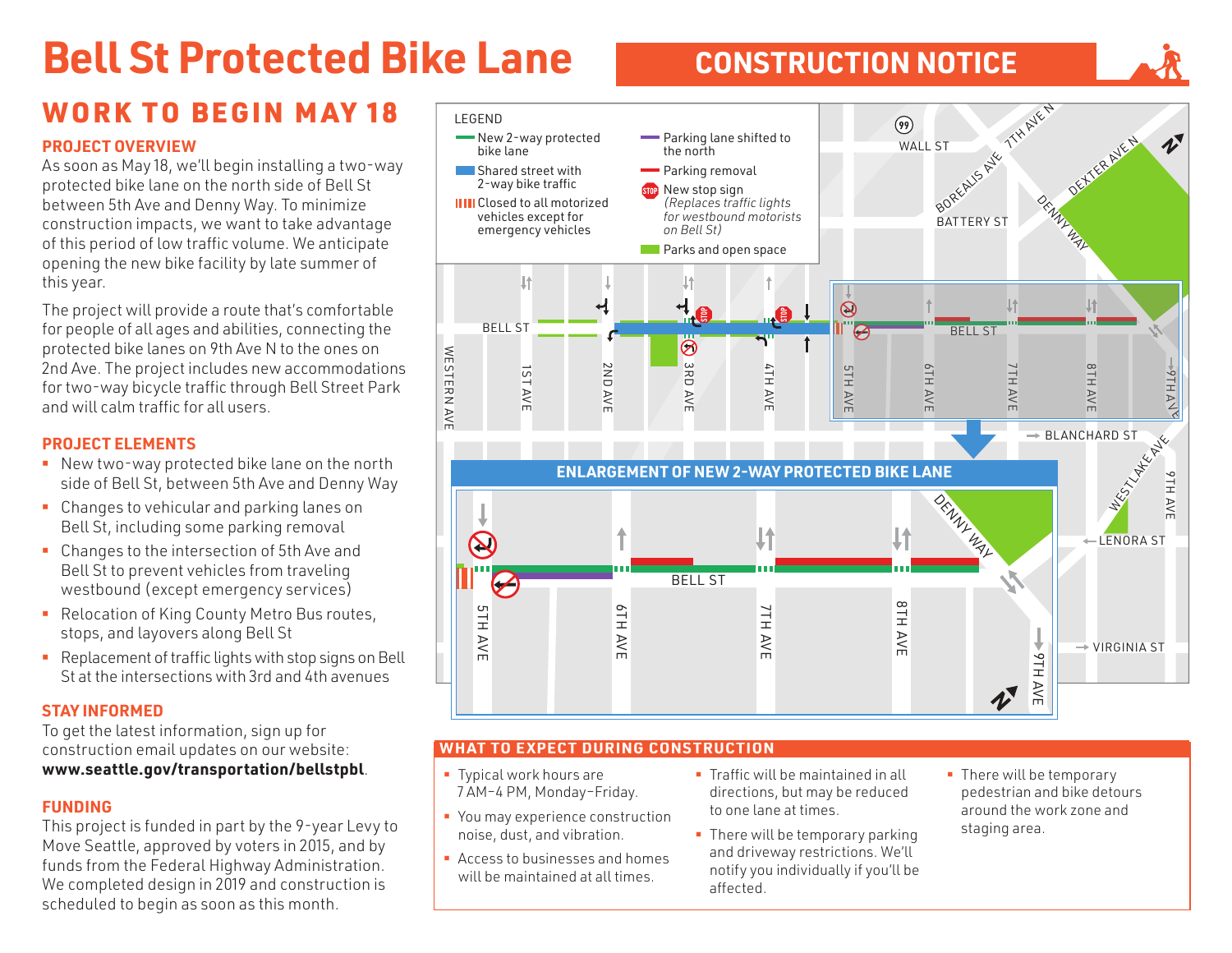# Bell St Protected Bike Lane

**CONSTRUCTION NOTICE**

## WORK TO BEGIN MAY 18

### PROJECT OVERVIEW

As soon as May 18, we'll begin installing a two-way protected bike lane on the north side of Bell St between 5th Ave and Denny Way. To minimize construction impacts, we want to take advantage of this period of low traffic volume. We anticipate opening the new bike facility by late summer of this year.

The project will provide a route that's comfortable for people of all ages and abilities, connecting the protected bike lanes on 9th Ave N to the ones on 2nd Ave. The project includes new accommodations for two-way bicycle traffic through Bell Street Park and will calm traffic for all users.

### PROJECT ELEMENTS

- New two-way protected bike lane on the north side of Bell St, between 5th Ave and Denny Way
- Changes to vehicular and parking lanes on Bell St, including some parking removal
- Changes to the intersection of 5th Ave and Bell St to prevent vehicles from traveling westbound (except emergency services)
- Relocation of King County Metro Bus routes, stops, and layovers along Bell St
- Replacement of traffic lights with stop signs on Bell St at the intersections with 3rd and 4th avenues

### STAY INFORMED

To get the latest information, sign up for construction email updates on our website: **www.seattle.gov/transportation/bellstpbl**.

### FUNDING

This project is funded in part by the 9-year Levy to Move Seattle, approved by voters in 2015, and by funds from the Federal Highway Administration. We completed design in 2019 and construction is scheduled to begin as soon as this month.

LEGEND
New 2-way protected bike lane
Shared street with 2-way bike traffic
Closed to all motorized vehicles except for emergency vehicles
Parking lane shifted to the north
Parking removal
New stop sign *(Replaces traffic lights for westbound motorists on Bell St)*
Parks and open space

99
WALL ST
BOREALIS AVE
7TH AVE N
DEXTER AVE N
DENNY WAY
BATTERY ST
BELL ST
WESTERN AVE
1ST AVE
2ND AVE
3RD AVE
4TH AVE
5TH AVE
6TH AVE
7TH AVE
8TH AVE
9TH AVE
BLANCHARD ST
WESTLAKE AVE
LENORA ST
VIRGINIA ST

ENLARGEMENT OF NEW 2-WAY PROTECTED BIKE LANE

BELL ST
5TH AVE
6TH AVE
7TH AVE
8TH AVE
DENNY WAY
9TH AVE

### WHAT TO EXPECT DURING CONSTRUCTION

- Typical work hours are 7 AM–4 PM, Monday–Friday.
- You may experience construction noise, dust, and vibration.
- Access to businesses and homes will be maintained at all times.
- Traffic will be maintained in all directions, but may be reduced to one lane at times.
- There will be temporary parking and driveway restrictions. We'll notify you individually if you'll be affected.
- There will be temporary pedestrian and bike detours around the work zone and staging area.